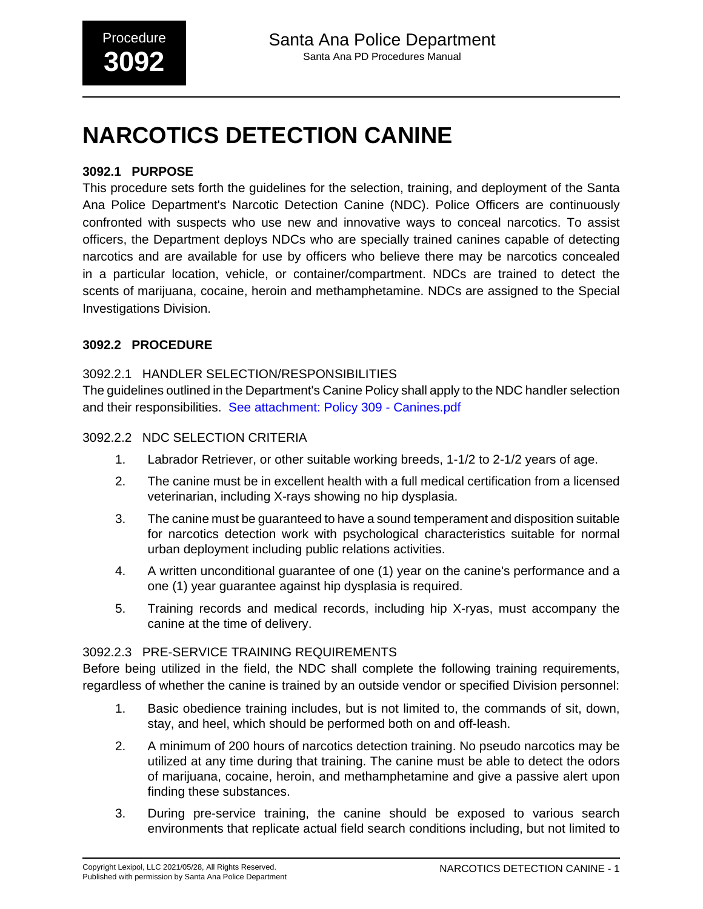Procedure **3092**

Santa Ana Police Department
Santa Ana PD Procedures Manual

# NARCOTICS DETECTION CANINE

## 3092.1 PURPOSE

This procedure sets forth the guidelines for the selection, training, and deployment of the Santa Ana Police Department's Narcotic Detection Canine (NDC). Police Officers are continuously confronted with suspects who use new and innovative ways to conceal narcotics. To assist officers, the Department deploys NDCs who are specially trained canines capable of detecting narcotics and are available for use by officers who believe there may be narcotics concealed in a particular location, vehicle, or container/compartment. NDCs are trained to detect the scents of marijuana, cocaine, heroin and methamphetamine. NDCs are assigned to the Special Investigations Division.

## 3092.2 PROCEDURE

### 3092.2.1 HANDLER SELECTION/RESPONSIBILITIES

The guidelines outlined in the Department's Canine Policy shall apply to the NDC handler selection and their responsibilities. See attachment: Policy 309 - Canines.pdf

### 3092.2.2 NDC SELECTION CRITERIA

1. Labrador Retriever, or other suitable working breeds, 1-1/2 to 2-1/2 years of age.
2. The canine must be in excellent health with a full medical certification from a licensed veterinarian, including X-rays showing no hip dysplasia.
3. The canine must be guaranteed to have a sound temperament and disposition suitable for narcotics detection work with psychological characteristics suitable for normal urban deployment including public relations activities.
4. A written unconditional guarantee of one (1) year on the canine's performance and a one (1) year guarantee against hip dysplasia is required.
5. Training records and medical records, including hip X-ryas, must accompany the canine at the time of delivery.

### 3092.2.3 PRE-SERVICE TRAINING REQUIREMENTS

Before being utilized in the field, the NDC shall complete the following training requirements, regardless of whether the canine is trained by an outside vendor or specified Division personnel:

1. Basic obedience training includes, but is not limited to, the commands of sit, down, stay, and heel, which should be performed both on and off-leash.
2. A minimum of 200 hours of narcotics detection training. No pseudo narcotics may be utilized at any time during that training. The canine must be able to detect the odors of marijuana, cocaine, heroin, and methamphetamine and give a passive alert upon finding these substances.
3. During pre-service training, the canine should be exposed to various search environments that replicate actual field search conditions including, but not limited to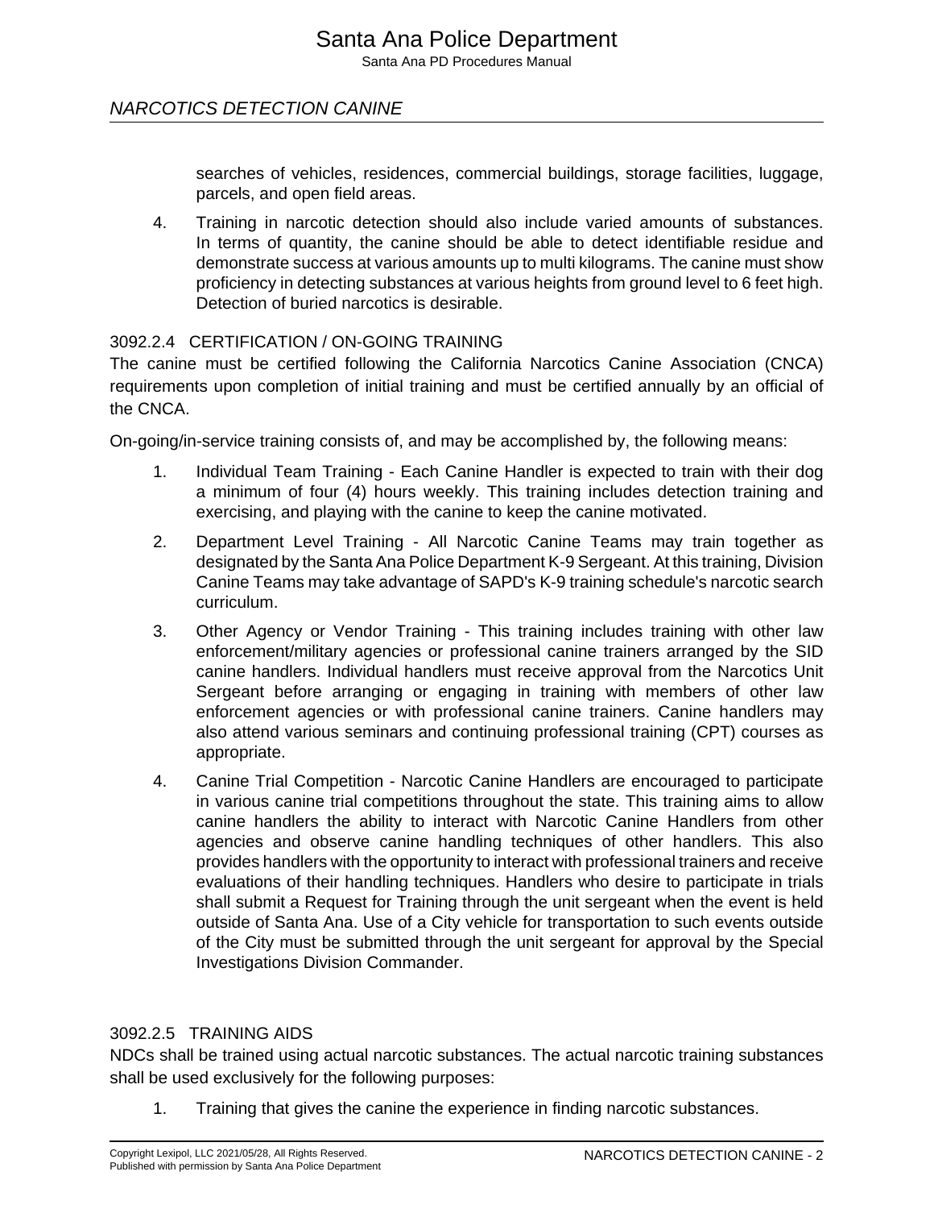searches of vehicles, residences, commercial buildings, storage facilities, luggage, parcels, and open field areas.

4. Training in narcotic detection should also include varied amounts of substances. In terms of quantity, the canine should be able to detect identifiable residue and demonstrate success at various amounts up to multi kilograms. The canine must show proficiency in detecting substances at various heights from ground level to 6 feet high. Detection of buried narcotics is desirable.

### 3092.2.4 CERTIFICATION / ON-GOING TRAINING

The canine must be certified following the California Narcotics Canine Association (CNCA) requirements upon completion of initial training and must be certified annually by an official of the CNCA.

On-going/in-service training consists of, and may be accomplished by, the following means:

1. Individual Team Training - Each Canine Handler is expected to train with their dog a minimum of four (4) hours weekly. This training includes detection training and exercising, and playing with the canine to keep the canine motivated.

2. Department Level Training - All Narcotic Canine Teams may train together as designated by the Santa Ana Police Department K-9 Sergeant. At this training, Division Canine Teams may take advantage of SAPD's K-9 training schedule's narcotic search curriculum.

3. Other Agency or Vendor Training - This training includes training with other law enforcement/military agencies or professional canine trainers arranged by the SID canine handlers. Individual handlers must receive approval from the Narcotics Unit Sergeant before arranging or engaging in training with members of other law enforcement agencies or with professional canine trainers. Canine handlers may also attend various seminars and continuing professional training (CPT) courses as appropriate.

4. Canine Trial Competition - Narcotic Canine Handlers are encouraged to participate in various canine trial competitions throughout the state. This training aims to allow canine handlers the ability to interact with Narcotic Canine Handlers from other agencies and observe canine handling techniques of other handlers. This also provides handlers with the opportunity to interact with professional trainers and receive evaluations of their handling techniques. Handlers who desire to participate in trials shall submit a Request for Training through the unit sergeant when the event is held outside of Santa Ana. Use of a City vehicle for transportation to such events outside of the City must be submitted through the unit sergeant for approval by the Special Investigations Division Commander.

### 3092.2.5 TRAINING AIDS

NDCs shall be trained using actual narcotic substances. The actual narcotic training substances shall be used exclusively for the following purposes:

1. Training that gives the canine the experience in finding narcotic substances.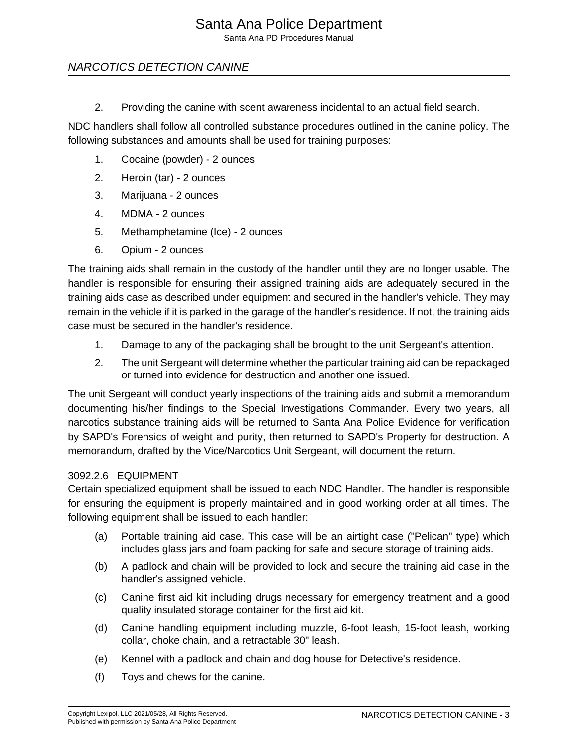2. Providing the canine with scent awareness incidental to an actual field search.

NDC handlers shall follow all controlled substance procedures outlined in the canine policy. The following substances and amounts shall be used for training purposes:

1. Cocaine (powder) - 2 ounces
2. Heroin (tar) - 2 ounces
3. Marijuana - 2 ounces
4. MDMA - 2 ounces
5. Methamphetamine (Ice) - 2 ounces
6. Opium - 2 ounces

The training aids shall remain in the custody of the handler until they are no longer usable. The handler is responsible for ensuring their assigned training aids are adequately secured in the training aids case as described under equipment and secured in the handler's vehicle. They may remain in the vehicle if it is parked in the garage of the handler's residence. If not, the training aids case must be secured in the handler's residence.

1. Damage to any of the packaging shall be brought to the unit Sergeant's attention.
2. The unit Sergeant will determine whether the particular training aid can be repackaged or turned into evidence for destruction and another one issued.

The unit Sergeant will conduct yearly inspections of the training aids and submit a memorandum documenting his/her findings to the Special Investigations Commander. Every two years, all narcotics substance training aids will be returned to Santa Ana Police Evidence for verification by SAPD's Forensics of weight and purity, then returned to SAPD's Property for destruction. A memorandum, drafted by the Vice/Narcotics Unit Sergeant, will document the return.

### 3092.2.6 EQUIPMENT

Certain specialized equipment shall be issued to each NDC Handler. The handler is responsible for ensuring the equipment is properly maintained and in good working order at all times. The following equipment shall be issued to each handler:

(a) Portable training aid case. This case will be an airtight case ("Pelican" type) which includes glass jars and foam packing for safe and secure storage of training aids.

(b) A padlock and chain will be provided to lock and secure the training aid case in the handler's assigned vehicle.

(c) Canine first aid kit including drugs necessary for emergency treatment and a good quality insulated storage container for the first aid kit.

(d) Canine handling equipment including muzzle, 6-foot leash, 15-foot leash, working collar, choke chain, and a retractable 30" leash.

(e) Kennel with a padlock and chain and dog house for Detective's residence.

(f) Toys and chews for the canine.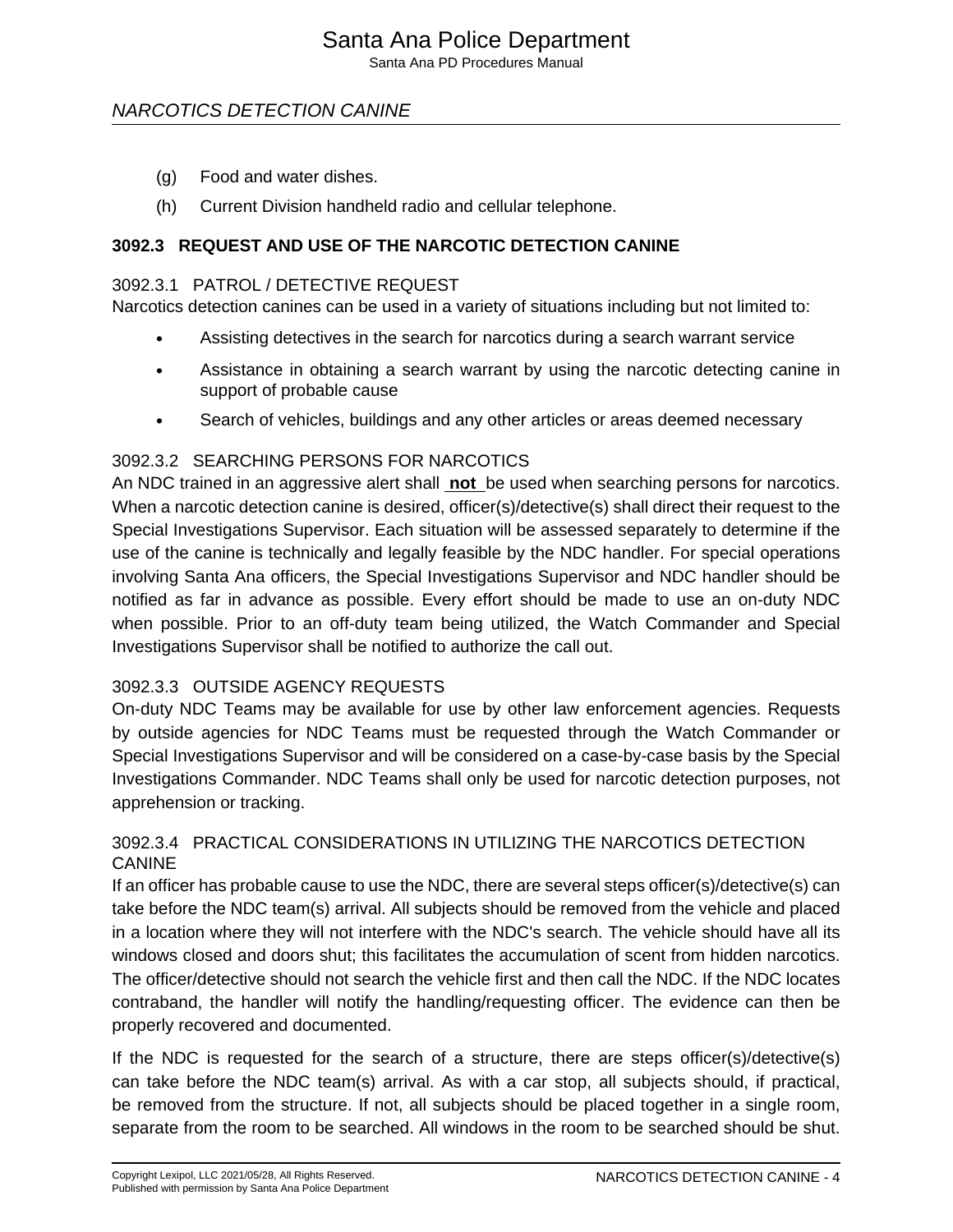(g) Food and water dishes.

(h) Current Division handheld radio and cellular telephone.

### 3092.3 REQUEST AND USE OF THE NARCOTIC DETECTION CANINE

#### 3092.3.1 PATROL / DETECTIVE REQUEST

Narcotics detection canines can be used in a variety of situations including but not limited to:

- Assisting detectives in the search for narcotics during a search warrant service
- Assistance in obtaining a search warrant by using the narcotic detecting canine in support of probable cause
- Search of vehicles, buildings and any other articles or areas deemed necessary

#### 3092.3.2 SEARCHING PERSONS FOR NARCOTICS

An NDC trained in an aggressive alert shall **not** be used when searching persons for narcotics. When a narcotic detection canine is desired, officer(s)/detective(s) shall direct their request to the Special Investigations Supervisor. Each situation will be assessed separately to determine if the use of the canine is technically and legally feasible by the NDC handler. For special operations involving Santa Ana officers, the Special Investigations Supervisor and NDC handler should be notified as far in advance as possible. Every effort should be made to use an on-duty NDC when possible. Prior to an off-duty team being utilized, the Watch Commander and Special Investigations Supervisor shall be notified to authorize the call out.

#### 3092.3.3 OUTSIDE AGENCY REQUESTS

On-duty NDC Teams may be available for use by other law enforcement agencies. Requests by outside agencies for NDC Teams must be requested through the Watch Commander or Special Investigations Supervisor and will be considered on a case-by-case basis by the Special Investigations Commander. NDC Teams shall only be used for narcotic detection purposes, not apprehension or tracking.

#### 3092.3.4 PRACTICAL CONSIDERATIONS IN UTILIZING THE NARCOTICS DETECTION CANINE

If an officer has probable cause to use the NDC, there are several steps officer(s)/detective(s) can take before the NDC team(s) arrival. All subjects should be removed from the vehicle and placed in a location where they will not interfere with the NDC's search. The vehicle should have all its windows closed and doors shut; this facilitates the accumulation of scent from hidden narcotics. The officer/detective should not search the vehicle first and then call the NDC. If the NDC locates contraband, the handler will notify the handling/requesting officer. The evidence can then be properly recovered and documented.

If the NDC is requested for the search of a structure, there are steps officer(s)/detective(s) can take before the NDC team(s) arrival. As with a car stop, all subjects should, if practical, be removed from the structure. If not, all subjects should be placed together in a single room, separate from the room to be searched. All windows in the room to be searched should be shut.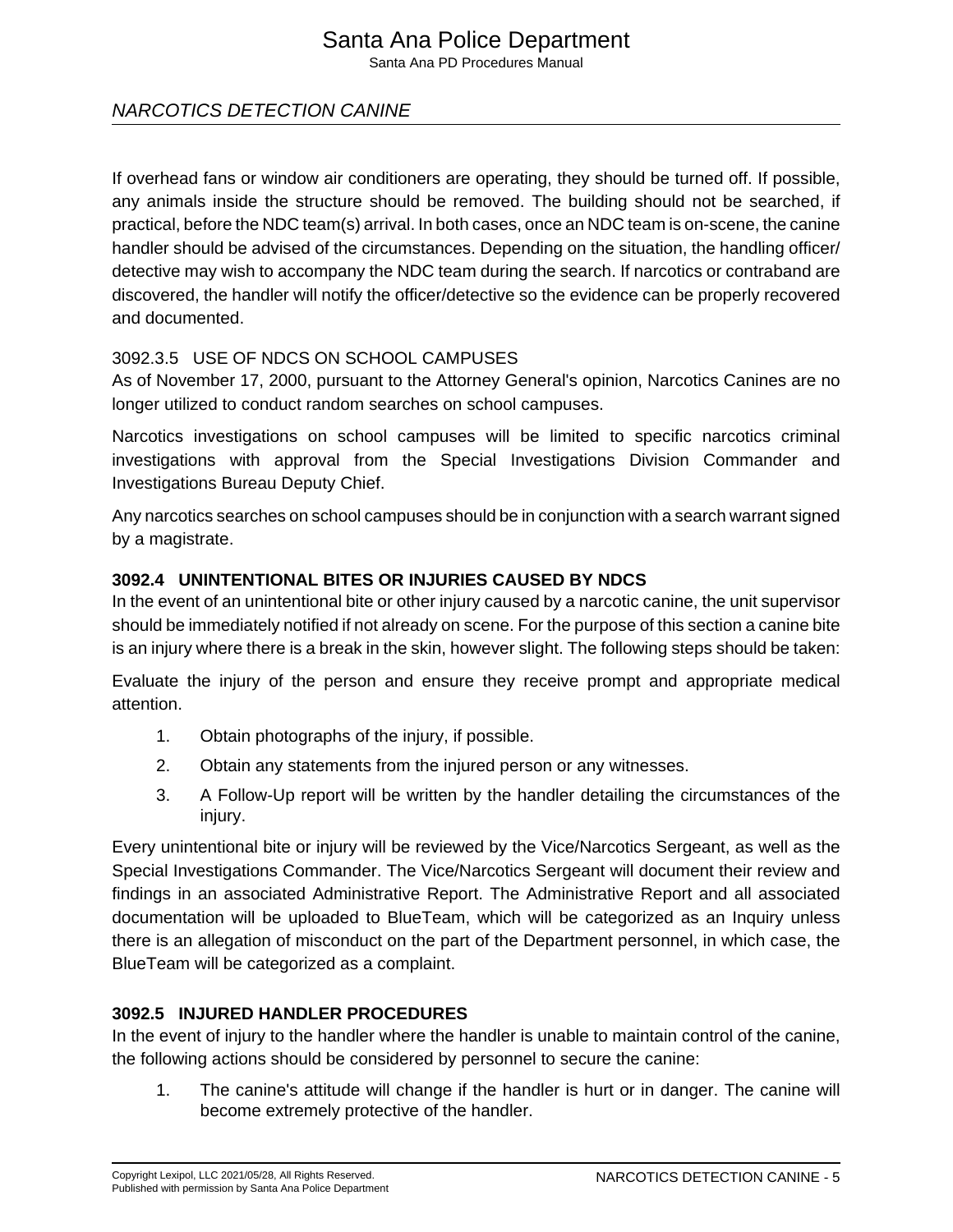If overhead fans or window air conditioners are operating, they should be turned off. If possible, any animals inside the structure should be removed. The building should not be searched, if practical, before the NDC team(s) arrival. In both cases, once an NDC team is on-scene, the canine handler should be advised of the circumstances. Depending on the situation, the handling officer/ detective may wish to accompany the NDC team during the search. If narcotics or contraband are discovered, the handler will notify the officer/detective so the evidence can be properly recovered and documented.

### 3092.3.5 USE OF NDCS ON SCHOOL CAMPUSES

As of November 17, 2000, pursuant to the Attorney General's opinion, Narcotics Canines are no longer utilized to conduct random searches on school campuses.

Narcotics investigations on school campuses will be limited to specific narcotics criminal investigations with approval from the Special Investigations Division Commander and Investigations Bureau Deputy Chief.

Any narcotics searches on school campuses should be in conjunction with a search warrant signed by a magistrate.

## 3092.4 UNINTENTIONAL BITES OR INJURIES CAUSED BY NDCS

In the event of an unintentional bite or other injury caused by a narcotic canine, the unit supervisor should be immediately notified if not already on scene. For the purpose of this section a canine bite is an injury where there is a break in the skin, however slight. The following steps should be taken:

Evaluate the injury of the person and ensure they receive prompt and appropriate medical attention.

1. Obtain photographs of the injury, if possible.
2. Obtain any statements from the injured person or any witnesses.
3. A Follow-Up report will be written by the handler detailing the circumstances of the injury.

Every unintentional bite or injury will be reviewed by the Vice/Narcotics Sergeant, as well as the Special Investigations Commander. The Vice/Narcotics Sergeant will document their review and findings in an associated Administrative Report. The Administrative Report and all associated documentation will be uploaded to BlueTeam, which will be categorized as an Inquiry unless there is an allegation of misconduct on the part of the Department personnel, in which case, the BlueTeam will be categorized as a complaint.

## 3092.5 INJURED HANDLER PROCEDURES

In the event of injury to the handler where the handler is unable to maintain control of the canine, the following actions should be considered by personnel to secure the canine:

1. The canine's attitude will change if the handler is hurt or in danger. The canine will become extremely protective of the handler.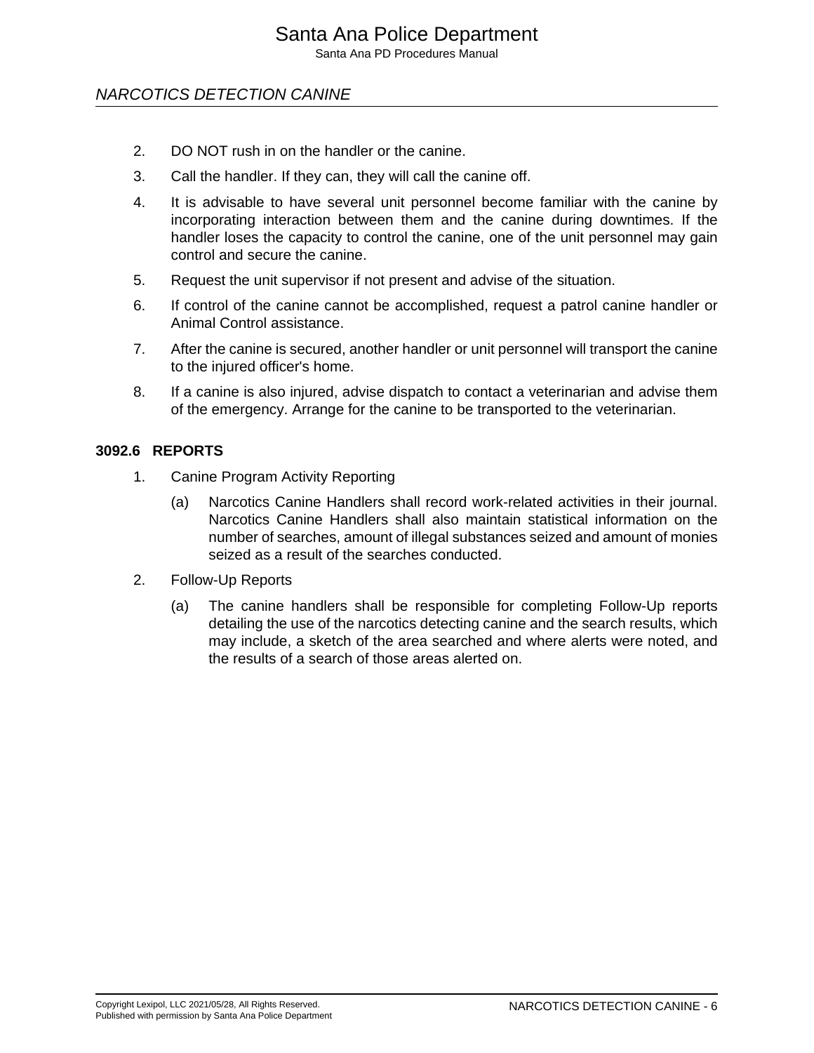2. DO NOT rush in on the handler or the canine.
3. Call the handler. If they can, they will call the canine off.
4. It is advisable to have several unit personnel become familiar with the canine by incorporating interaction between them and the canine during downtimes. If the handler loses the capacity to control the canine, one of the unit personnel may gain control and secure the canine.
5. Request the unit supervisor if not present and advise of the situation.
6. If control of the canine cannot be accomplished, request a patrol canine handler or Animal Control assistance.
7. After the canine is secured, another handler or unit personnel will transport the canine to the injured officer's home.
8. If a canine is also injured, advise dispatch to contact a veterinarian and advise them of the emergency. Arrange for the canine to be transported to the veterinarian.

### 3092.6 REPORTS

1. Canine Program Activity Reporting
    (a) Narcotics Canine Handlers shall record work-related activities in their journal. Narcotics Canine Handlers shall also maintain statistical information on the number of searches, amount of illegal substances seized and amount of monies seized as a result of the searches conducted.
2. Follow-Up Reports
    (a) The canine handlers shall be responsible for completing Follow-Up reports detailing the use of the narcotics detecting canine and the search results, which may include, a sketch of the area searched and where alerts were noted, and the results of a search of those areas alerted on.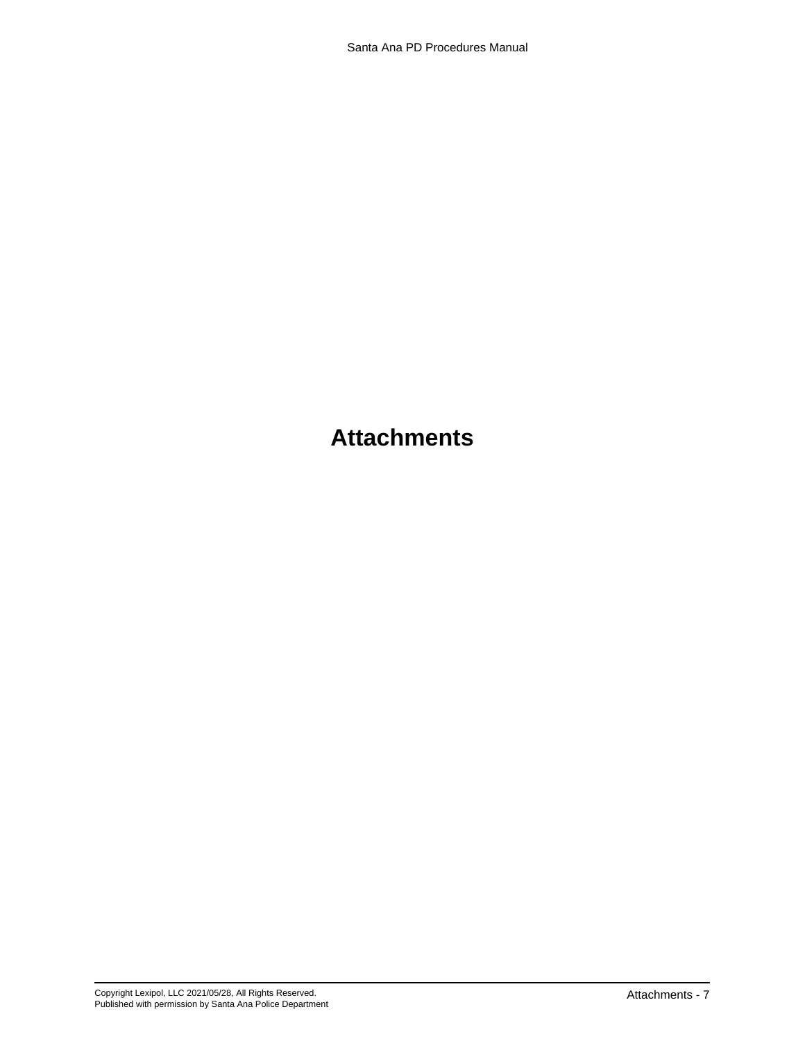# Attachments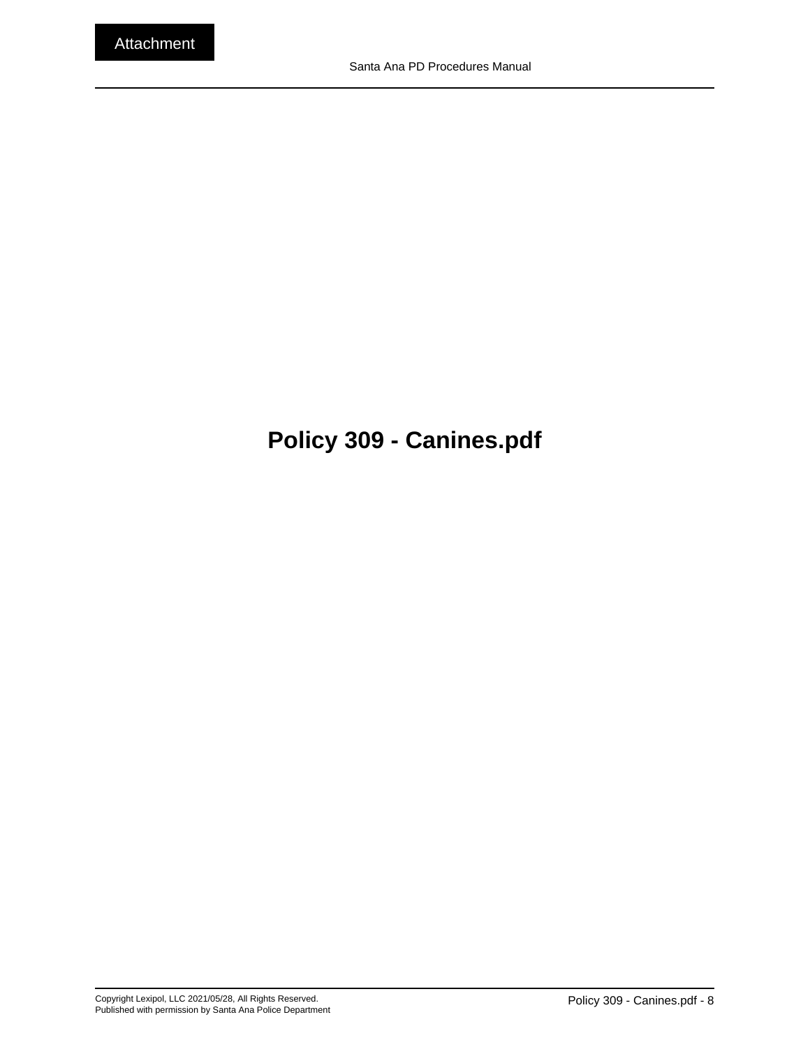Attachment

# Policy 309 - Canines.pdf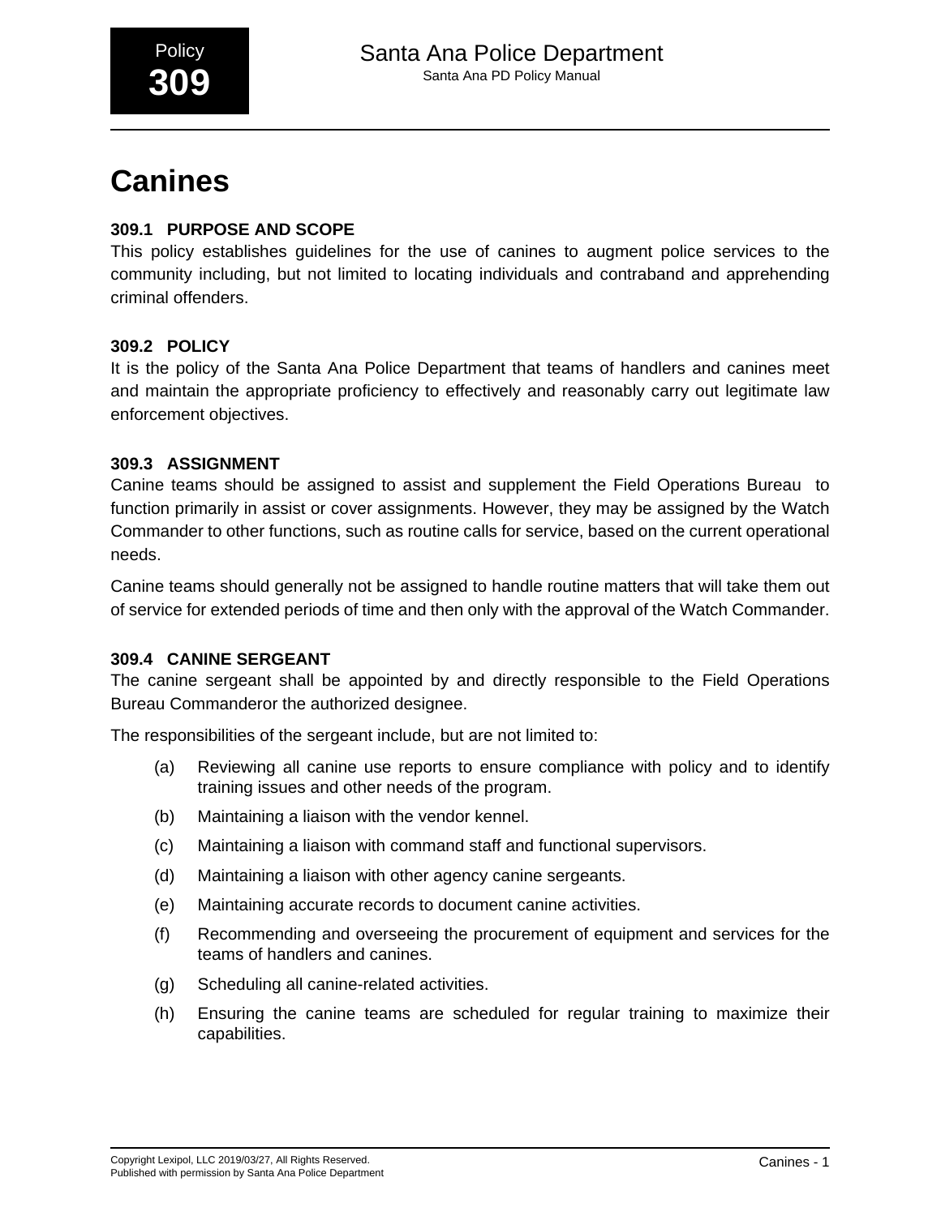# Canines

## 309.1 PURPOSE AND SCOPE

This policy establishes guidelines for the use of canines to augment police services to the community including, but not limited to locating individuals and contraband and apprehending criminal offenders.

## 309.2 POLICY

It is the policy of the Santa Ana Police Department that teams of handlers and canines meet and maintain the appropriate proficiency to effectively and reasonably carry out legitimate law enforcement objectives.

## 309.3 ASSIGNMENT

Canine teams should be assigned to assist and supplement the Field Operations Bureau to function primarily in assist or cover assignments. However, they may be assigned by the Watch Commander to other functions, such as routine calls for service, based on the current operational needs.

Canine teams should generally not be assigned to handle routine matters that will take them out of service for extended periods of time and then only with the approval of the Watch Commander.

## 309.4 CANINE SERGEANT

The canine sergeant shall be appointed by and directly responsible to the Field Operations Bureau Commanderor the authorized designee.

The responsibilities of the sergeant include, but are not limited to:

(a) Reviewing all canine use reports to ensure compliance with policy and to identify training issues and other needs of the program.

(b) Maintaining a liaison with the vendor kennel.

(c) Maintaining a liaison with command staff and functional supervisors.

(d) Maintaining a liaison with other agency canine sergeants.

(e) Maintaining accurate records to document canine activities.

(f) Recommending and overseeing the procurement of equipment and services for the teams of handlers and canines.

(g) Scheduling all canine-related activities.

(h) Ensuring the canine teams are scheduled for regular training to maximize their capabilities.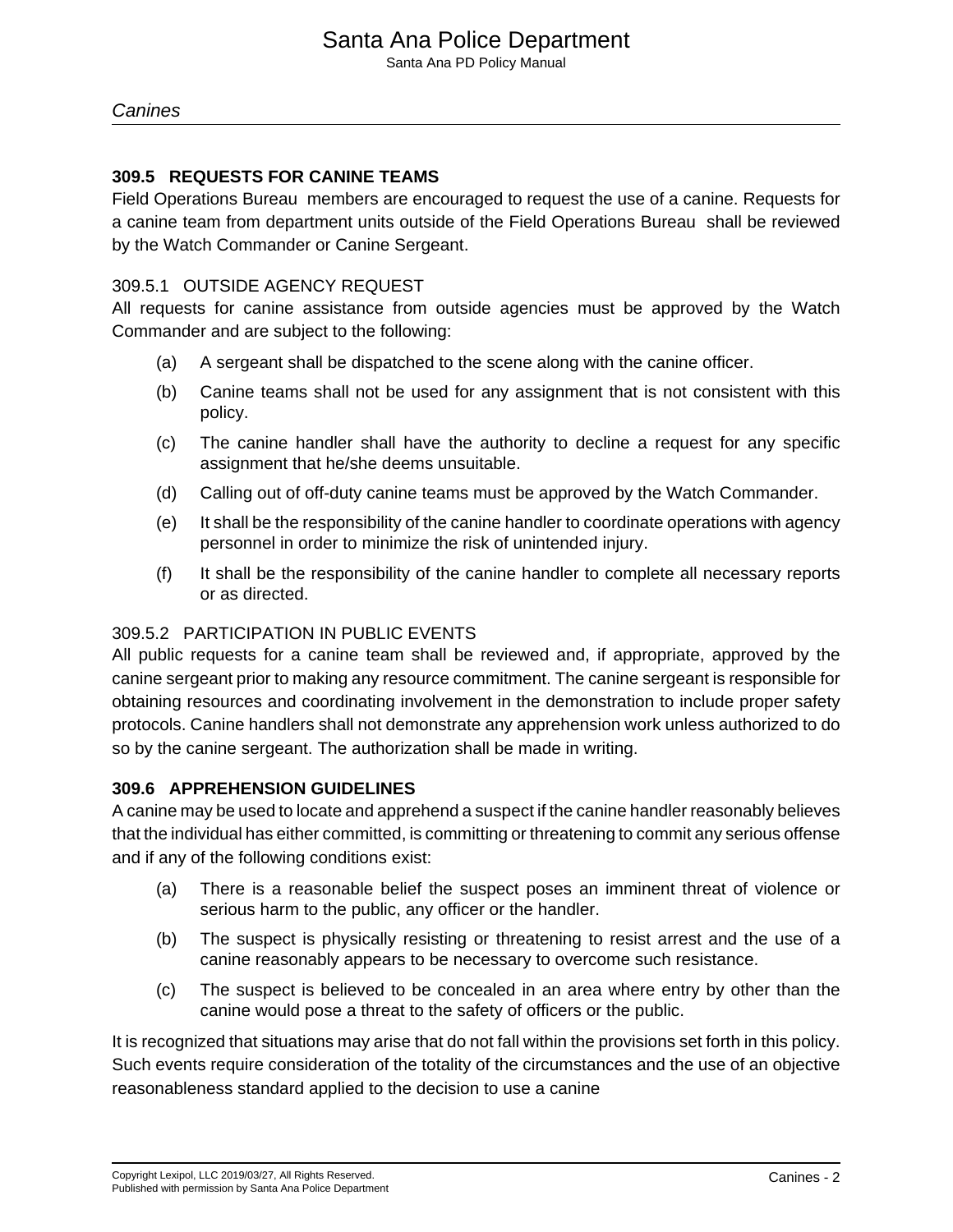### 309.5 REQUESTS FOR CANINE TEAMS

Field Operations Bureau members are encouraged to request the use of a canine. Requests for a canine team from department units outside of the Field Operations Bureau shall be reviewed by the Watch Commander or Canine Sergeant.

#### 309.5.1 OUTSIDE AGENCY REQUEST

All requests for canine assistance from outside agencies must be approved by the Watch Commander and are subject to the following:

(a) A sergeant shall be dispatched to the scene along with the canine officer.

(b) Canine teams shall not be used for any assignment that is not consistent with this policy.

(c) The canine handler shall have the authority to decline a request for any specific assignment that he/she deems unsuitable.

(d) Calling out of off-duty canine teams must be approved by the Watch Commander.

(e) It shall be the responsibility of the canine handler to coordinate operations with agency personnel in order to minimize the risk of unintended injury.

(f) It shall be the responsibility of the canine handler to complete all necessary reports or as directed.

#### 309.5.2 PARTICIPATION IN PUBLIC EVENTS

All public requests for a canine team shall be reviewed and, if appropriate, approved by the canine sergeant prior to making any resource commitment. The canine sergeant is responsible for obtaining resources and coordinating involvement in the demonstration to include proper safety protocols. Canine handlers shall not demonstrate any apprehension work unless authorized to do so by the canine sergeant. The authorization shall be made in writing.

### 309.6 APPREHENSION GUIDELINES

A canine may be used to locate and apprehend a suspect if the canine handler reasonably believes that the individual has either committed, is committing or threatening to commit any serious offense and if any of the following conditions exist:

(a) There is a reasonable belief the suspect poses an imminent threat of violence or serious harm to the public, any officer or the handler.

(b) The suspect is physically resisting or threatening to resist arrest and the use of a canine reasonably appears to be necessary to overcome such resistance.

(c) The suspect is believed to be concealed in an area where entry by other than the canine would pose a threat to the safety of officers or the public.

It is recognized that situations may arise that do not fall within the provisions set forth in this policy. Such events require consideration of the totality of the circumstances and the use of an objective reasonableness standard applied to the decision to use a canine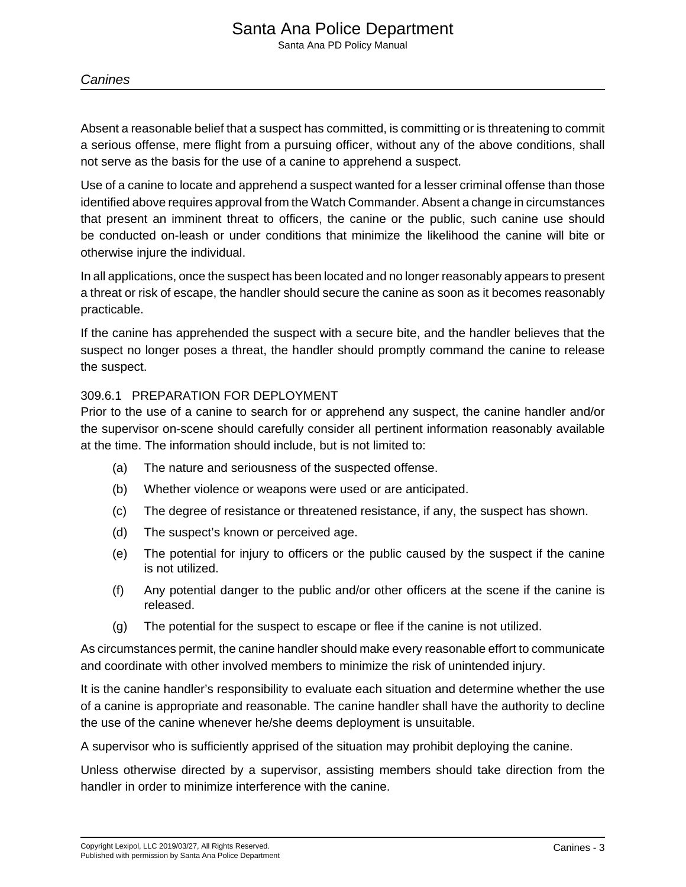Absent a reasonable belief that a suspect has committed, is committing or is threatening to commit a serious offense, mere flight from a pursuing officer, without any of the above conditions, shall not serve as the basis for the use of a canine to apprehend a suspect.

Use of a canine to locate and apprehend a suspect wanted for a lesser criminal offense than those identified above requires approval from the Watch Commander. Absent a change in circumstances that present an imminent threat to officers, the canine or the public, such canine use should be conducted on-leash or under conditions that minimize the likelihood the canine will bite or otherwise injure the individual.

In all applications, once the suspect has been located and no longer reasonably appears to present a threat or risk of escape, the handler should secure the canine as soon as it becomes reasonably practicable.

If the canine has apprehended the suspect with a secure bite, and the handler believes that the suspect no longer poses a threat, the handler should promptly command the canine to release the suspect.

### 309.6.1 PREPARATION FOR DEPLOYMENT

Prior to the use of a canine to search for or apprehend any suspect, the canine handler and/or the supervisor on-scene should carefully consider all pertinent information reasonably available at the time. The information should include, but is not limited to:

(a) The nature and seriousness of the suspected offense.

(b) Whether violence or weapons were used or are anticipated.

(c) The degree of resistance or threatened resistance, if any, the suspect has shown.

(d) The suspect's known or perceived age.

(e) The potential for injury to officers or the public caused by the suspect if the canine is not utilized.

(f) Any potential danger to the public and/or other officers at the scene if the canine is released.

(g) The potential for the suspect to escape or flee if the canine is not utilized.

As circumstances permit, the canine handler should make every reasonable effort to communicate and coordinate with other involved members to minimize the risk of unintended injury.

It is the canine handler's responsibility to evaluate each situation and determine whether the use of a canine is appropriate and reasonable. The canine handler shall have the authority to decline the use of the canine whenever he/she deems deployment is unsuitable.

A supervisor who is sufficiently apprised of the situation may prohibit deploying the canine.

Unless otherwise directed by a supervisor, assisting members should take direction from the handler in order to minimize interference with the canine.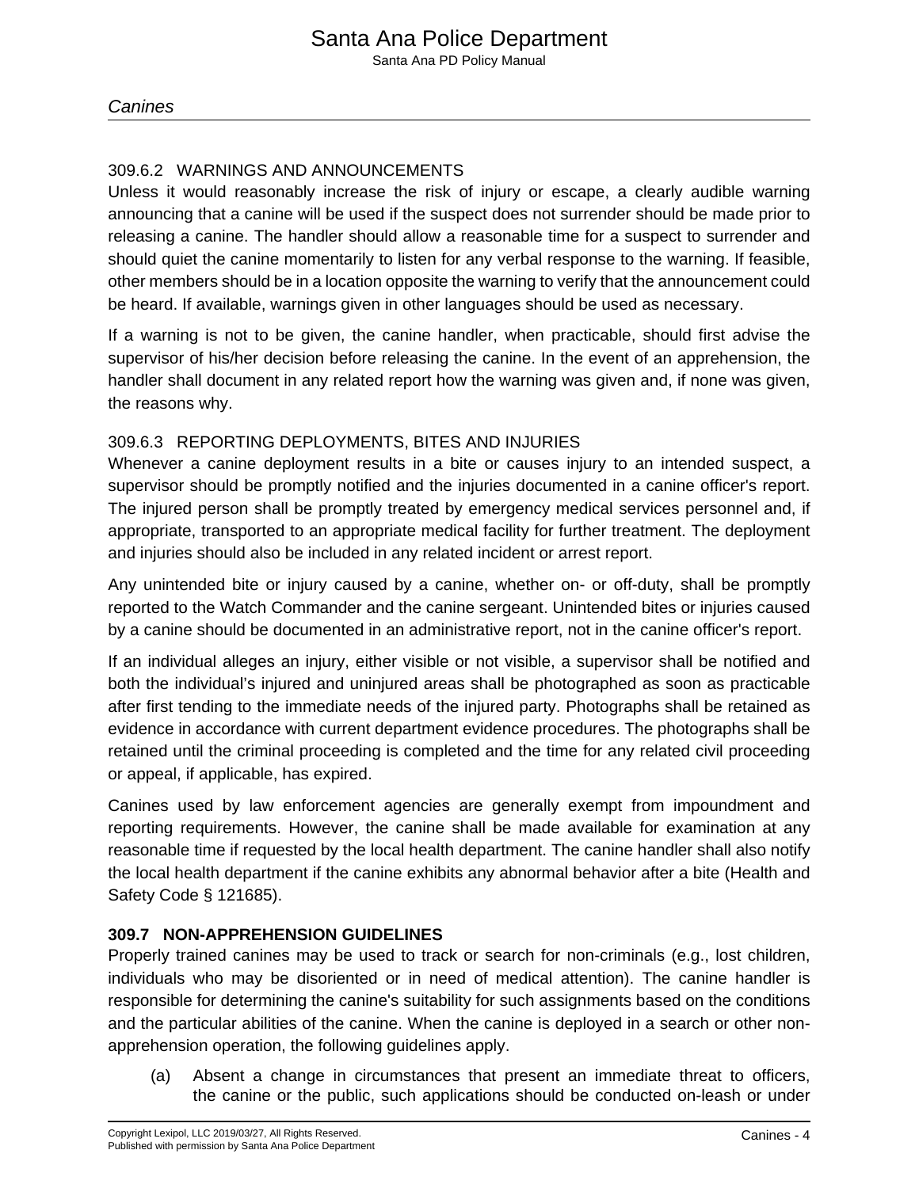#### 309.6.2 WARNINGS AND ANNOUNCEMENTS

Unless it would reasonably increase the risk of injury or escape, a clearly audible warning announcing that a canine will be used if the suspect does not surrender should be made prior to releasing a canine. The handler should allow a reasonable time for a suspect to surrender and should quiet the canine momentarily to listen for any verbal response to the warning. If feasible, other members should be in a location opposite the warning to verify that the announcement could be heard. If available, warnings given in other languages should be used as necessary.

If a warning is not to be given, the canine handler, when practicable, should first advise the supervisor of his/her decision before releasing the canine. In the event of an apprehension, the handler shall document in any related report how the warning was given and, if none was given, the reasons why.

#### 309.6.3 REPORTING DEPLOYMENTS, BITES AND INJURIES

Whenever a canine deployment results in a bite or causes injury to an intended suspect, a supervisor should be promptly notified and the injuries documented in a canine officer's report. The injured person shall be promptly treated by emergency medical services personnel and, if appropriate, transported to an appropriate medical facility for further treatment. The deployment and injuries should also be included in any related incident or arrest report.

Any unintended bite or injury caused by a canine, whether on- or off-duty, shall be promptly reported to the Watch Commander and the canine sergeant. Unintended bites or injuries caused by a canine should be documented in an administrative report, not in the canine officer's report.

If an individual alleges an injury, either visible or not visible, a supervisor shall be notified and both the individual's injured and uninjured areas shall be photographed as soon as practicable after first tending to the immediate needs of the injured party. Photographs shall be retained as evidence in accordance with current department evidence procedures. The photographs shall be retained until the criminal proceeding is completed and the time for any related civil proceeding or appeal, if applicable, has expired.

Canines used by law enforcement agencies are generally exempt from impoundment and reporting requirements. However, the canine shall be made available for examination at any reasonable time if requested by the local health department. The canine handler shall also notify the local health department if the canine exhibits any abnormal behavior after a bite (Health and Safety Code § 121685).

### 309.7 NON-APPREHENSION GUIDELINES

Properly trained canines may be used to track or search for non-criminals (e.g., lost children, individuals who may be disoriented or in need of medical attention). The canine handler is responsible for determining the canine's suitability for such assignments based on the conditions and the particular abilities of the canine. When the canine is deployed in a search or other non-apprehension operation, the following guidelines apply.

(a) Absent a change in circumstances that present an immediate threat to officers, the canine or the public, such applications should be conducted on-leash or under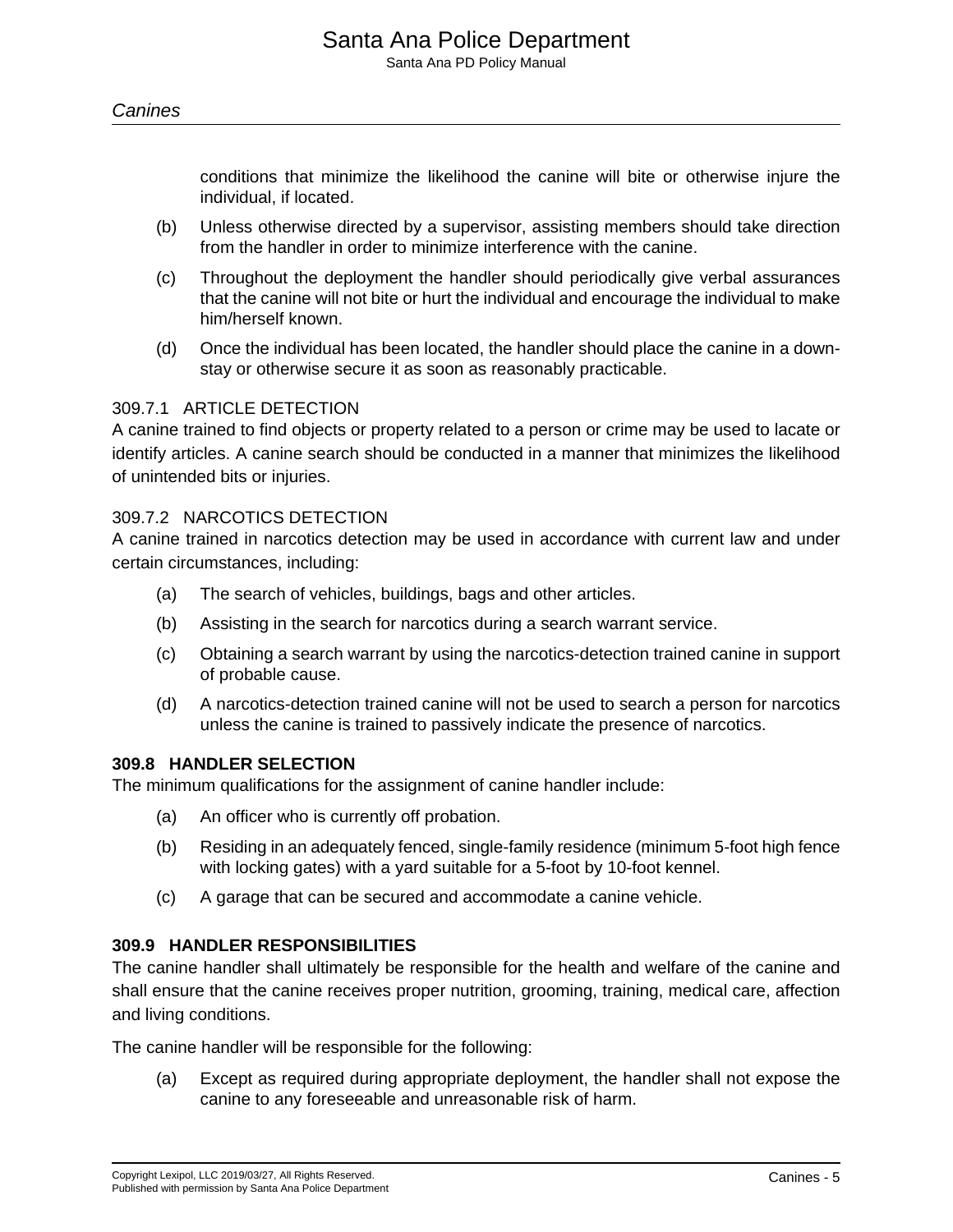conditions that minimize the likelihood the canine will bite or otherwise injure the individual, if located.

(b) Unless otherwise directed by a supervisor, assisting members should take direction from the handler in order to minimize interference with the canine.

(c) Throughout the deployment the handler should periodically give verbal assurances that the canine will not bite or hurt the individual and encourage the individual to make him/herself known.

(d) Once the individual has been located, the handler should place the canine in a down-stay or otherwise secure it as soon as reasonably practicable.

### 309.7.1 ARTICLE DETECTION

A canine trained to find objects or property related to a person or crime may be used to lacate or identify articles. A canine search should be conducted in a manner that minimizes the likelihood of unintended bits or injuries.

### 309.7.2 NARCOTICS DETECTION

A canine trained in narcotics detection may be used in accordance with current law and under certain circumstances, including:

(a) The search of vehicles, buildings, bags and other articles.

(b) Assisting in the search for narcotics during a search warrant service.

(c) Obtaining a search warrant by using the narcotics-detection trained canine in support of probable cause.

(d) A narcotics-detection trained canine will not be used to search a person for narcotics unless the canine is trained to passively indicate the presence of narcotics.

## 309.8 HANDLER SELECTION

The minimum qualifications for the assignment of canine handler include:

(a) An officer who is currently off probation.

(b) Residing in an adequately fenced, single-family residence (minimum 5-foot high fence with locking gates) with a yard suitable for a 5-foot by 10-foot kennel.

(c) A garage that can be secured and accommodate a canine vehicle.

## 309.9 HANDLER RESPONSIBILITIES

The canine handler shall ultimately be responsible for the health and welfare of the canine and shall ensure that the canine receives proper nutrition, grooming, training, medical care, affection and living conditions.

The canine handler will be responsible for the following:

(a) Except as required during appropriate deployment, the handler shall not expose the canine to any foreseeable and unreasonable risk of harm.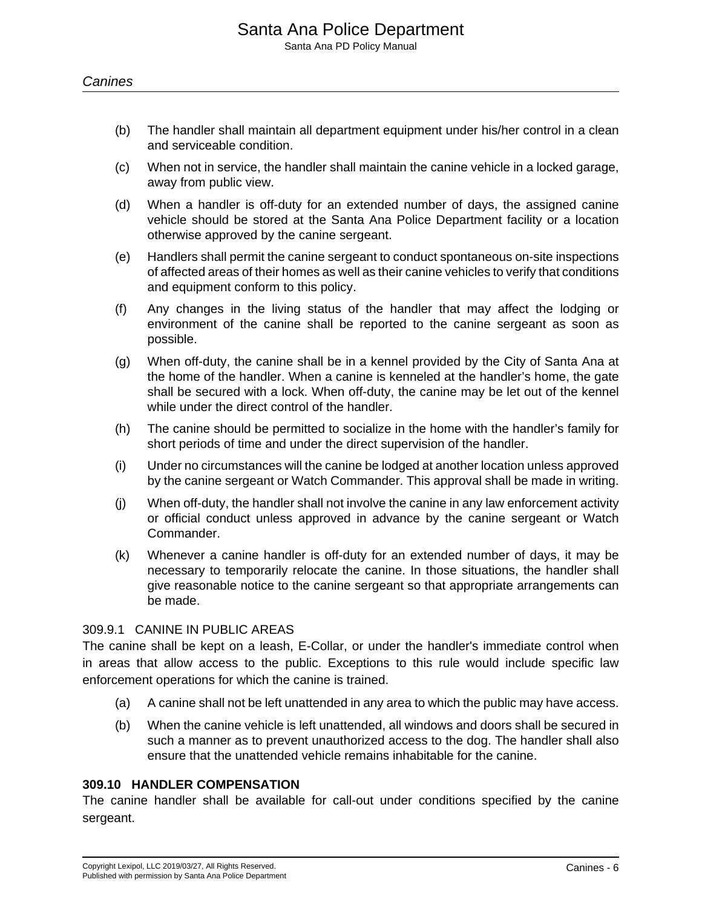(b) The handler shall maintain all department equipment under his/her control in a clean and serviceable condition.

(c) When not in service, the handler shall maintain the canine vehicle in a locked garage, away from public view.

(d) When a handler is off-duty for an extended number of days, the assigned canine vehicle should be stored at the Santa Ana Police Department facility or a location otherwise approved by the canine sergeant.

(e) Handlers shall permit the canine sergeant to conduct spontaneous on-site inspections of affected areas of their homes as well as their canine vehicles to verify that conditions and equipment conform to this policy.

(f) Any changes in the living status of the handler that may affect the lodging or environment of the canine shall be reported to the canine sergeant as soon as possible.

(g) When off-duty, the canine shall be in a kennel provided by the City of Santa Ana at the home of the handler. When a canine is kenneled at the handler's home, the gate shall be secured with a lock. When off-duty, the canine may be let out of the kennel while under the direct control of the handler.

(h) The canine should be permitted to socialize in the home with the handler's family for short periods of time and under the direct supervision of the handler.

(i) Under no circumstances will the canine be lodged at another location unless approved by the canine sergeant or Watch Commander. This approval shall be made in writing.

(j) When off-duty, the handler shall not involve the canine in any law enforcement activity or official conduct unless approved in advance by the canine sergeant or Watch Commander.

(k) Whenever a canine handler is off-duty for an extended number of days, it may be necessary to temporarily relocate the canine. In those situations, the handler shall give reasonable notice to the canine sergeant so that appropriate arrangements can be made.

### 309.9.1 CANINE IN PUBLIC AREAS

The canine shall be kept on a leash, E-Collar, or under the handler's immediate control when in areas that allow access to the public. Exceptions to this rule would include specific law enforcement operations for which the canine is trained.

(a) A canine shall not be left unattended in any area to which the public may have access.

(b) When the canine vehicle is left unattended, all windows and doors shall be secured in such a manner as to prevent unauthorized access to the dog. The handler shall also ensure that the unattended vehicle remains inhabitable for the canine.

## 309.10 HANDLER COMPENSATION

The canine handler shall be available for call-out under conditions specified by the canine sergeant.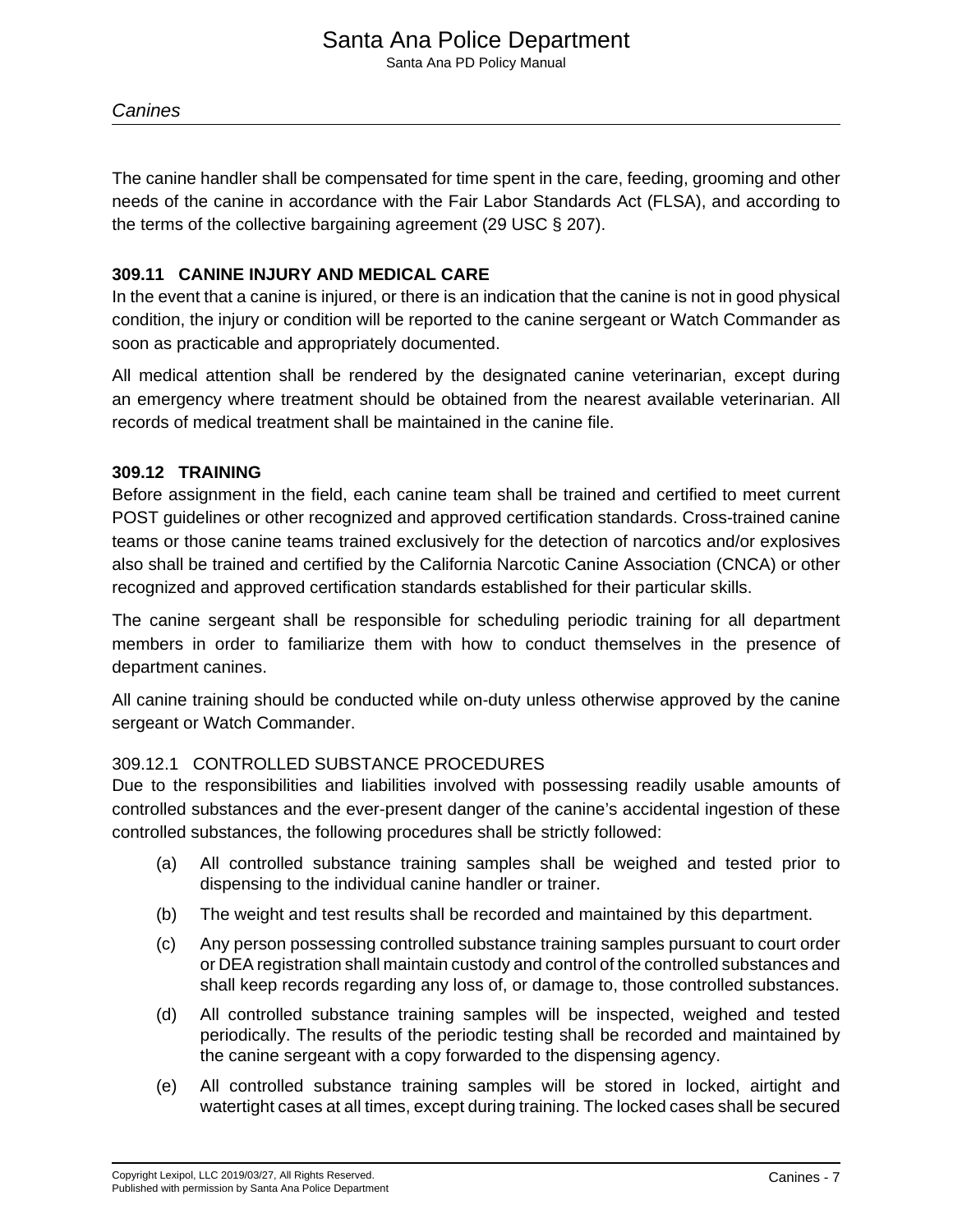The canine handler shall be compensated for time spent in the care, feeding, grooming and other needs of the canine in accordance with the Fair Labor Standards Act (FLSA), and according to the terms of the collective bargaining agreement (29 USC § 207).

### 309.11 CANINE INJURY AND MEDICAL CARE

In the event that a canine is injured, or there is an indication that the canine is not in good physical condition, the injury or condition will be reported to the canine sergeant or Watch Commander as soon as practicable and appropriately documented.

All medical attention shall be rendered by the designated canine veterinarian, except during an emergency where treatment should be obtained from the nearest available veterinarian. All records of medical treatment shall be maintained in the canine file.

### 309.12 TRAINING

Before assignment in the field, each canine team shall be trained and certified to meet current POST guidelines or other recognized and approved certification standards. Cross-trained canine teams or those canine teams trained exclusively for the detection of narcotics and/or explosives also shall be trained and certified by the California Narcotic Canine Association (CNCA) or other recognized and approved certification standards established for their particular skills.

The canine sergeant shall be responsible for scheduling periodic training for all department members in order to familiarize them with how to conduct themselves in the presence of department canines.

All canine training should be conducted while on-duty unless otherwise approved by the canine sergeant or Watch Commander.

#### 309.12.1 CONTROLLED SUBSTANCE PROCEDURES

Due to the responsibilities and liabilities involved with possessing readily usable amounts of controlled substances and the ever-present danger of the canine’s accidental ingestion of these controlled substances, the following procedures shall be strictly followed:

(a) All controlled substance training samples shall be weighed and tested prior to dispensing to the individual canine handler or trainer.

(b) The weight and test results shall be recorded and maintained by this department.

(c) Any person possessing controlled substance training samples pursuant to court order or DEA registration shall maintain custody and control of the controlled substances and shall keep records regarding any loss of, or damage to, those controlled substances.

(d) All controlled substance training samples will be inspected, weighed and tested periodically. The results of the periodic testing shall be recorded and maintained by the canine sergeant with a copy forwarded to the dispensing agency.

(e) All controlled substance training samples will be stored in locked, airtight and watertight cases at all times, except during training. The locked cases shall be secured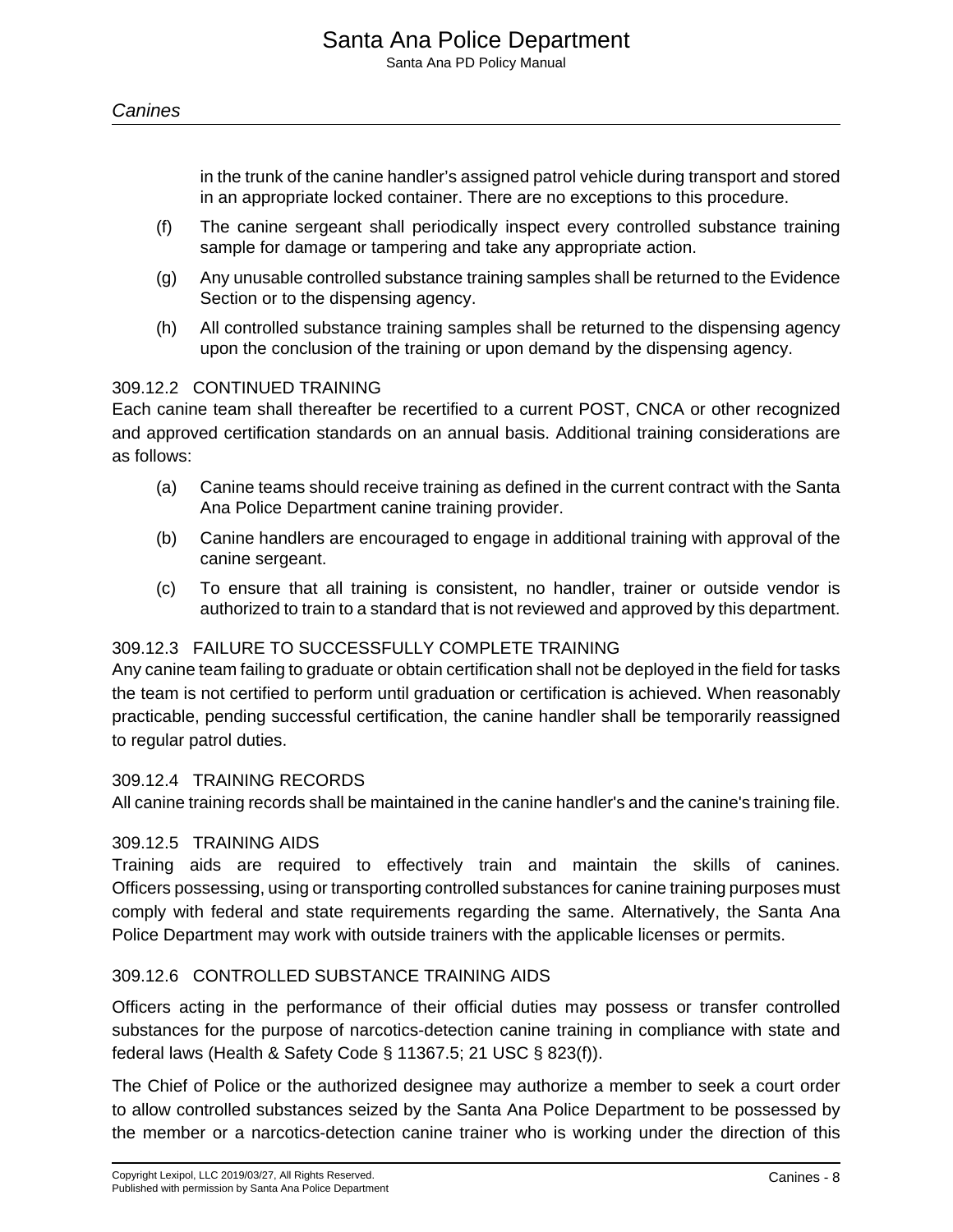in the trunk of the canine handler's assigned patrol vehicle during transport and stored in an appropriate locked container. There are no exceptions to this procedure.

(f) The canine sergeant shall periodically inspect every controlled substance training sample for damage or tampering and take any appropriate action.

(g) Any unusable controlled substance training samples shall be returned to the Evidence Section or to the dispensing agency.

(h) All controlled substance training samples shall be returned to the dispensing agency upon the conclusion of the training or upon demand by the dispensing agency.

### 309.12.2 CONTINUED TRAINING

Each canine team shall thereafter be recertified to a current POST, CNCA or other recognized and approved certification standards on an annual basis. Additional training considerations are as follows:

(a) Canine teams should receive training as defined in the current contract with the Santa Ana Police Department canine training provider.

(b) Canine handlers are encouraged to engage in additional training with approval of the canine sergeant.

(c) To ensure that all training is consistent, no handler, trainer or outside vendor is authorized to train to a standard that is not reviewed and approved by this department.

### 309.12.3 FAILURE TO SUCCESSFULLY COMPLETE TRAINING

Any canine team failing to graduate or obtain certification shall not be deployed in the field for tasks the team is not certified to perform until graduation or certification is achieved. When reasonably practicable, pending successful certification, the canine handler shall be temporarily reassigned to regular patrol duties.

### 309.12.4 TRAINING RECORDS

All canine training records shall be maintained in the canine handler's and the canine's training file.

### 309.12.5 TRAINING AIDS

Training aids are required to effectively train and maintain the skills of canines. Officers possessing, using or transporting controlled substances for canine training purposes must comply with federal and state requirements regarding the same. Alternatively, the Santa Ana Police Department may work with outside trainers with the applicable licenses or permits.

### 309.12.6 CONTROLLED SUBSTANCE TRAINING AIDS

Officers acting in the performance of their official duties may possess or transfer controlled substances for the purpose of narcotics-detection canine training in compliance with state and federal laws (Health & Safety Code § 11367.5; 21 USC § 823(f)).

The Chief of Police or the authorized designee may authorize a member to seek a court order to allow controlled substances seized by the Santa Ana Police Department to be possessed by the member or a narcotics-detection canine trainer who is working under the direction of this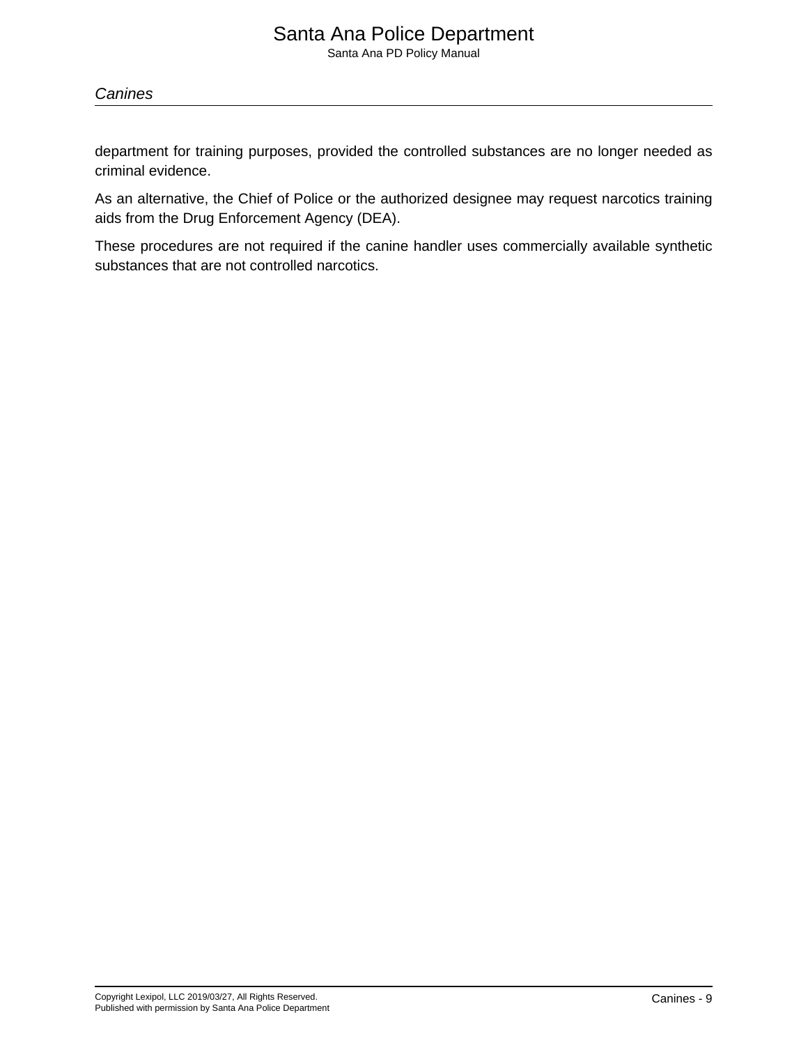department for training purposes, provided the controlled substances are no longer needed as criminal evidence.

As an alternative, the Chief of Police or the authorized designee may request narcotics training aids from the Drug Enforcement Agency (DEA).

These procedures are not required if the canine handler uses commercially available synthetic substances that are not controlled narcotics.